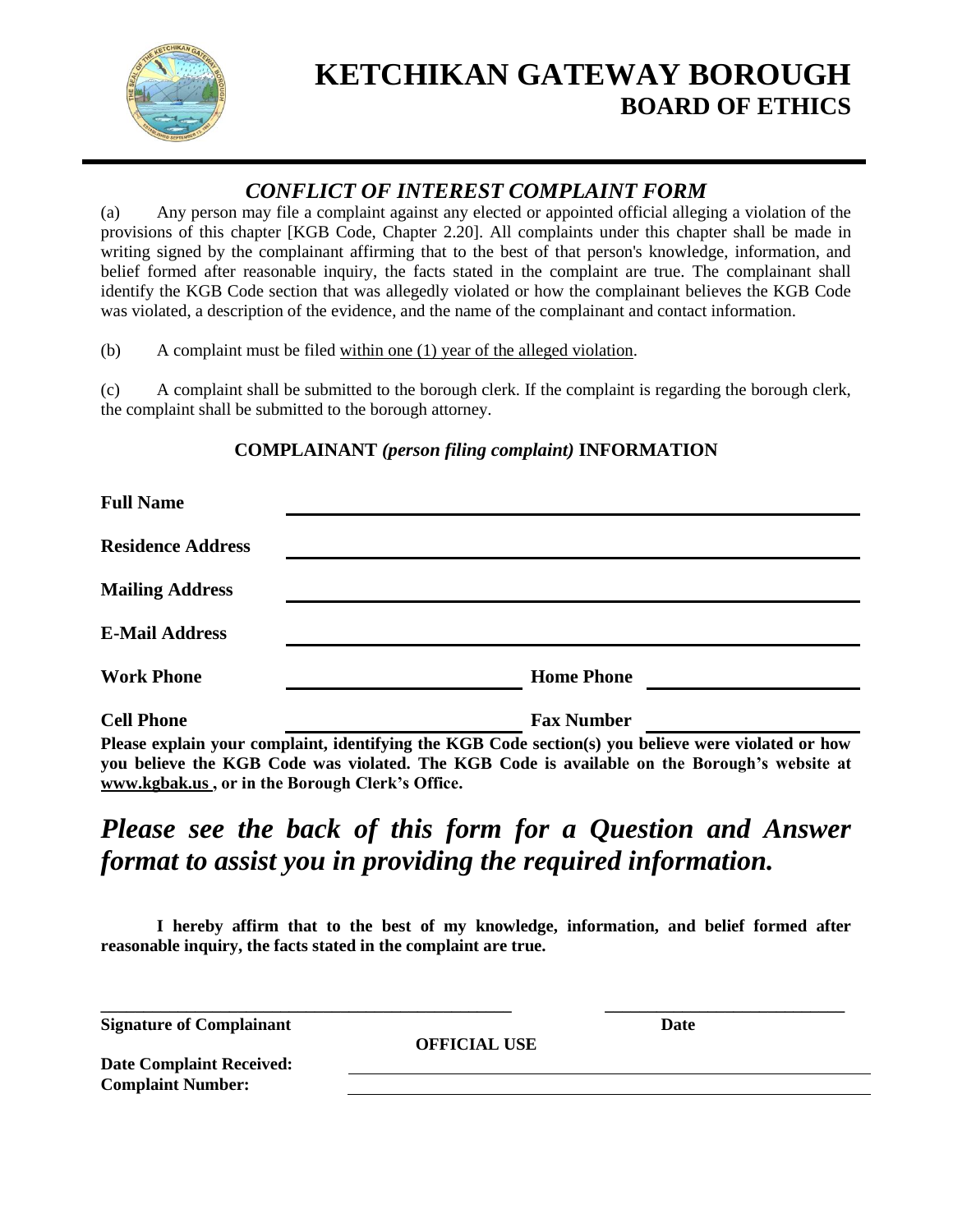# KETCHIKAN GATEWAY BOROUGH
## BOARD OF ETHICS

### *CONFLICT OF INTEREST COMPLAINT FORM*

(a) Any person may file a complaint against any elected or appointed official alleging a violation of the provisions of this chapter [KGB Code, Chapter 2.20]. All complaints under this chapter shall be made in writing signed by the complainant affirming that to the best of that person's knowledge, information, and belief formed after reasonable inquiry, the facts stated in the complaint are true. The complainant shall identify the KGB Code section that was allegedly violated or how the complainant believes the KGB Code was violated, a description of the evidence, and the name of the complainant and contact information.

(b) A complaint must be filed within one (1) year of the alleged violation.

(c) A complaint shall be submitted to the borough clerk. If the complaint is regarding the borough clerk, the complaint shall be submitted to the borough attorney.

**COMPLAINANT *(person filing complaint)* INFORMATION**

**Full Name** ______________________________

**Residence Address** ______________________________

**Mailing Address** ______________________________

**E-Mail Address** ______________________________

**Work Phone** ______________ **Home Phone** ______________

**Cell Phone** ______________ **Fax Number** ______________

**Please explain your complaint, identifying the KGB Code section(s) you believe were violated or how you believe the KGB Code was violated. The KGB Code is available on the Borough's website at www.kgbak.us , or in the Borough Clerk's Office.**

***Please see the back of this form for a Question and Answer format to assist you in providing the required information.***

**I hereby affirm that to the best of my knowledge, information, and belief formed after reasonable inquiry, the facts stated in the complaint are true.**

______________________________ ______________________________

**Signature of Complainant** **Date**

**OFFICIAL USE**

**Date Complaint Received:** ______________________________

**Complaint Number:** ______________________________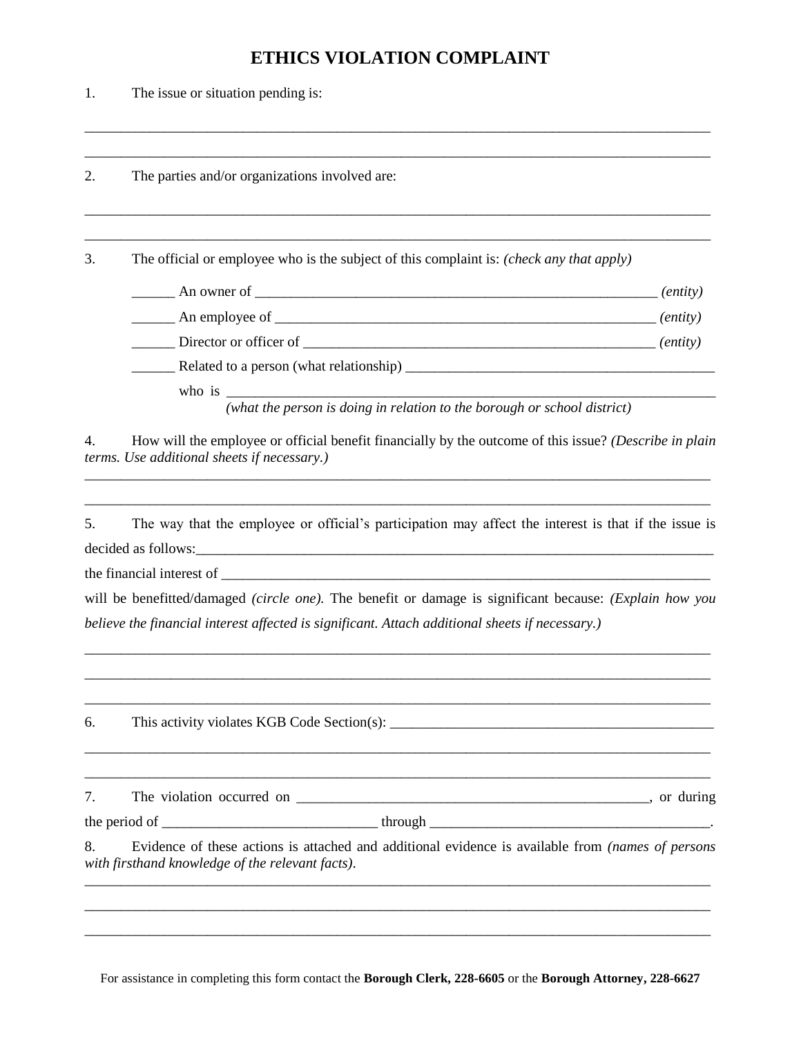# ETHICS VIOLATION COMPLAINT

1. The issue or situation pending is:

_______________________________________________________________________________

_______________________________________________________________________________

2. The parties and/or organizations involved are:

_______________________________________________________________________________

_______________________________________________________________________________

3. The official or employee who is the subject of this complaint is: *(check any that apply)*

   ______ An owner of __________________________________________________ *(entity)*

   ______ An employee of _______________________________________________ *(entity)*

   ______ Director or officer of _________________________________________ *(entity)*

   ______ Related to a person (what relationship) _________________________________

   who is ___________________________________________________________________
   *(what the person is doing in relation to the borough or school district)*

4. How will the employee or official benefit financially by the outcome of this issue? *(Describe in plain terms. Use additional sheets if necessary.)*

_______________________________________________________________________________

_______________________________________________________________________________

5. The way that the employee or official's participation may affect the interest is that if the issue is decided as follows:_____________________________________________________________

the financial interest of ______________________________________________________________

will be benefitted/damaged *(circle one).* The benefit or damage is significant because: *(Explain how you believe the financial interest affected is significant. Attach additional sheets if necessary.)*

_______________________________________________________________________________

_______________________________________________________________________________

_______________________________________________________________________________

6. This activity violates KGB Code Section(s): _____________________________________

_______________________________________________________________________________

_______________________________________________________________________________

7. The violation occurred on ____________________________________________, or during the period of ____________________________ through ___________________________________.

8. Evidence of these actions is attached and additional evidence is available from *(names of persons with firsthand knowledge of the relevant facts)*.

_______________________________________________________________________________

_______________________________________________________________________________

_______________________________________________________________________________

For assistance in completing this form contact the **Borough Clerk, 228-6605** or the **Borough Attorney, 228-6627**